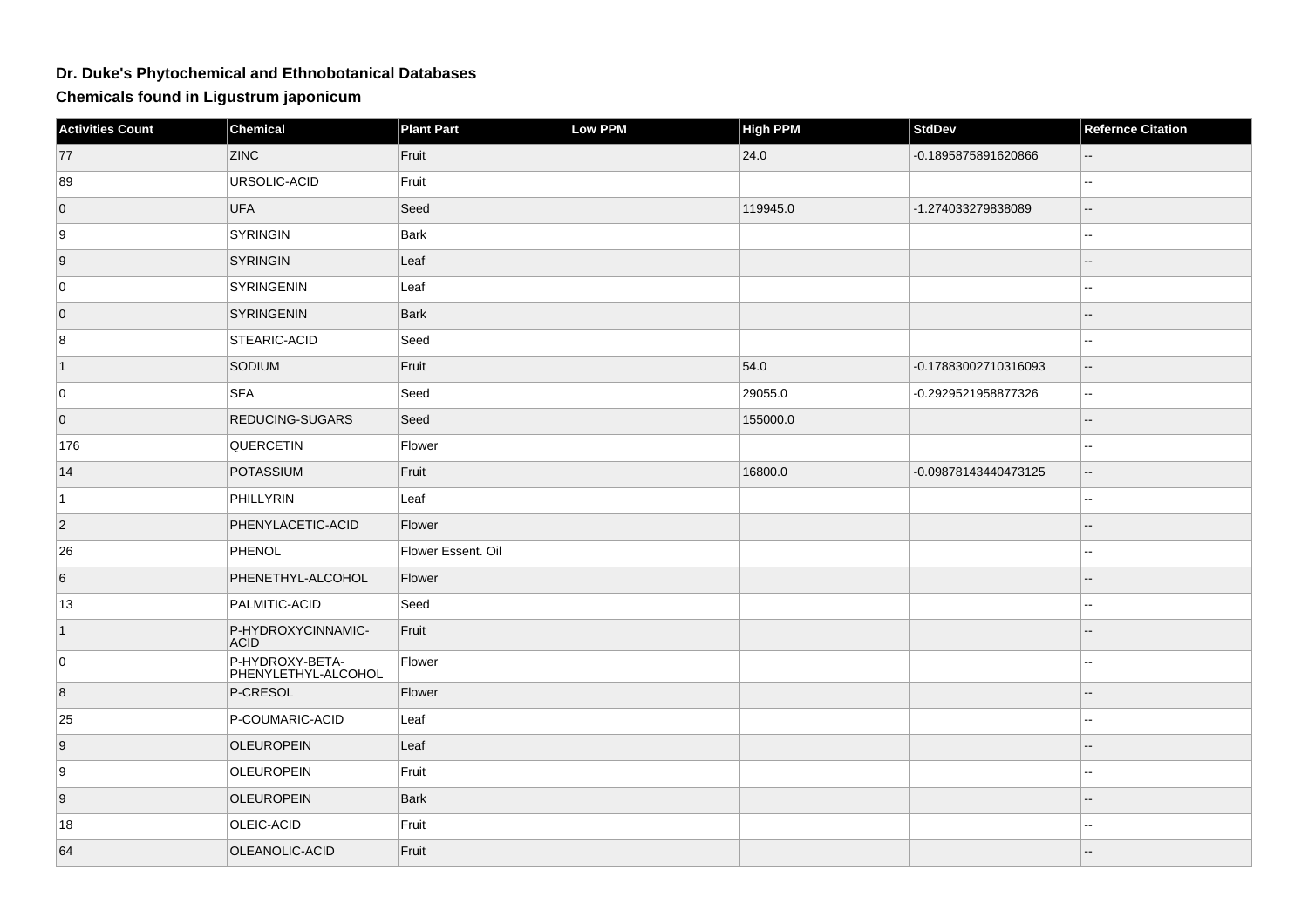# Dr. Duke's Phytochemical and Ethnobotanical Databases

## Chemicals found in Ligustrum japonicum

| Activities Count | Chemical | Plant Part | Low PPM | High PPM | StdDev | Refernce Citation |
|---|---|---|---|---|---|---|
| 77 | ZINC | Fruit | | 24.0 | -0.1895875891620866 | -- |
| 89 | URSOLIC-ACID | Fruit | | | | -- |
| 0 | UFA | Seed | | 119945.0 | -1.274033279838089 | -- |
| 9 | SYRINGIN | Bark | | | | -- |
| 9 | SYRINGIN | Leaf | | | | -- |
| 0 | SYRINGENIN | Leaf | | | | -- |
| 0 | SYRINGENIN | Bark | | | | -- |
| 8 | STEARIC-ACID | Seed | | | | -- |
| 1 | SODIUM | Fruit | | 54.0 | -0.17883002710316093 | -- |
| 0 | SFA | Seed | | 29055.0 | -0.2929521958877326 | -- |
| 0 | REDUCING-SUGARS | Seed | | 155000.0 | | -- |
| 176 | QUERCETIN | Flower | | | | -- |
| 14 | POTASSIUM | Fruit | | 16800.0 | -0.09878143440473125 | -- |
| 1 | PHILLYRIN | Leaf | | | | -- |
| 2 | PHENYLACETIC-ACID | Flower | | | | -- |
| 26 | PHENOL | Flower Essent. Oil | | | | -- |
| 6 | PHENETHYL-ALCOHOL | Flower | | | | -- |
| 13 | PALMITIC-ACID | Seed | | | | -- |
| 1 | P-HYDROXYCINNAMIC-ACID | Fruit | | | | -- |
| 0 | P-HYDROXY-BETA-PHENYLETHYL-ALCOHOL | Flower | | | | -- |
| 8 | P-CRESOL | Flower | | | | -- |
| 25 | P-COUMARIC-ACID | Leaf | | | | -- |
| 9 | OLEUROPEIN | Leaf | | | | -- |
| 9 | OLEUROPEIN | Fruit | | | | -- |
| 9 | OLEUROPEIN | Bark | | | | -- |
| 18 | OLEIC-ACID | Fruit | | | | -- |
| 64 | OLEANOLIC-ACID | Fruit | | | | -- |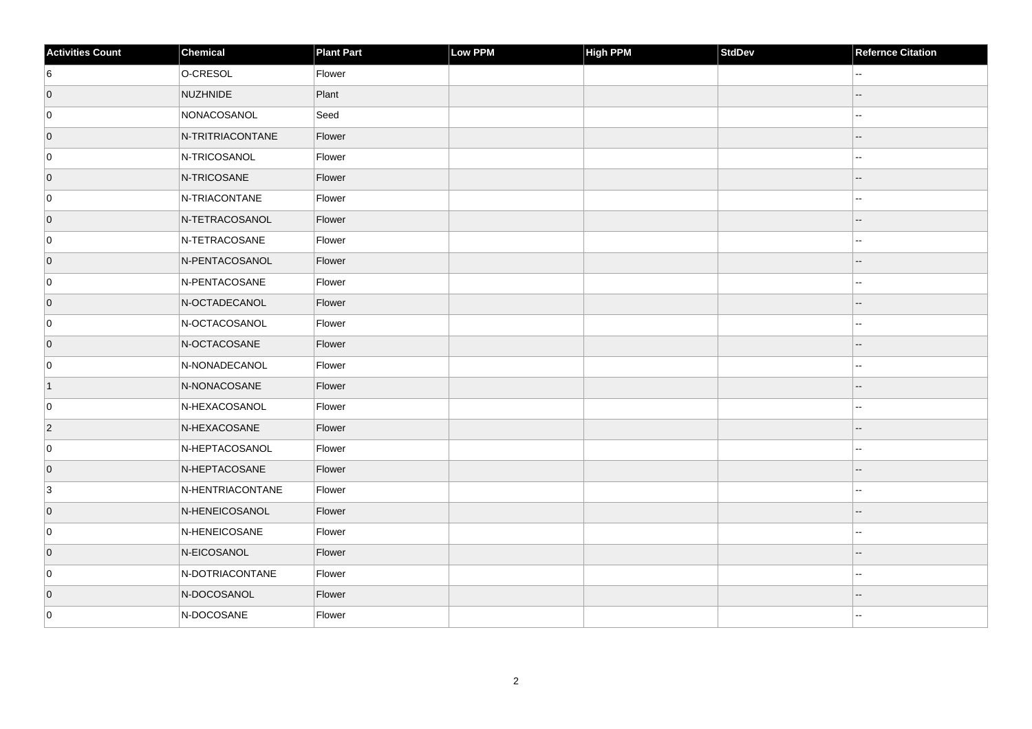| Activities Count | Chemical | Plant Part | Low PPM | High PPM | StdDev | Refernce Citation |
| --- | --- | --- | --- | --- | --- | --- |
| 6 | O-CRESOL | Flower | | | | -- |
| 0 | NUZHNIDE | Plant | | | | -- |
| 0 | NONACOSANOL | Seed | | | | -- |
| 0 | N-TRITRIACONTANE | Flower | | | | -- |
| 0 | N-TRICOSANOL | Flower | | | | -- |
| 0 | N-TRICOSANE | Flower | | | | -- |
| 0 | N-TRIACONTANE | Flower | | | | -- |
| 0 | N-TETRACOSANOL | Flower | | | | -- |
| 0 | N-TETRACOSANE | Flower | | | | -- |
| 0 | N-PENTACOSANOL | Flower | | | | -- |
| 0 | N-PENTACOSANE | Flower | | | | -- |
| 0 | N-OCTADECANOL | Flower | | | | -- |
| 0 | N-OCTACOSANOL | Flower | | | | -- |
| 0 | N-OCTACOSANE | Flower | | | | -- |
| 0 | N-NONADECANOL | Flower | | | | -- |
| 1 | N-NONACOSANE | Flower | | | | -- |
| 0 | N-HEXACOSANOL | Flower | | | | -- |
| 2 | N-HEXACOSANE | Flower | | | | -- |
| 0 | N-HEPTACOSANOL | Flower | | | | -- |
| 0 | N-HEPTACOSANE | Flower | | | | -- |
| 3 | N-HENTRIACONTANE | Flower | | | | -- |
| 0 | N-HENEICOSANOL | Flower | | | | -- |
| 0 | N-HENEICOSANE | Flower | | | | -- |
| 0 | N-EICOSANOL | Flower | | | | -- |
| 0 | N-DOTRIACONTANE | Flower | | | | -- |
| 0 | N-DOCOSANOL | Flower | | | | -- |
| 0 | N-DOCOSANE | Flower | | | | -- |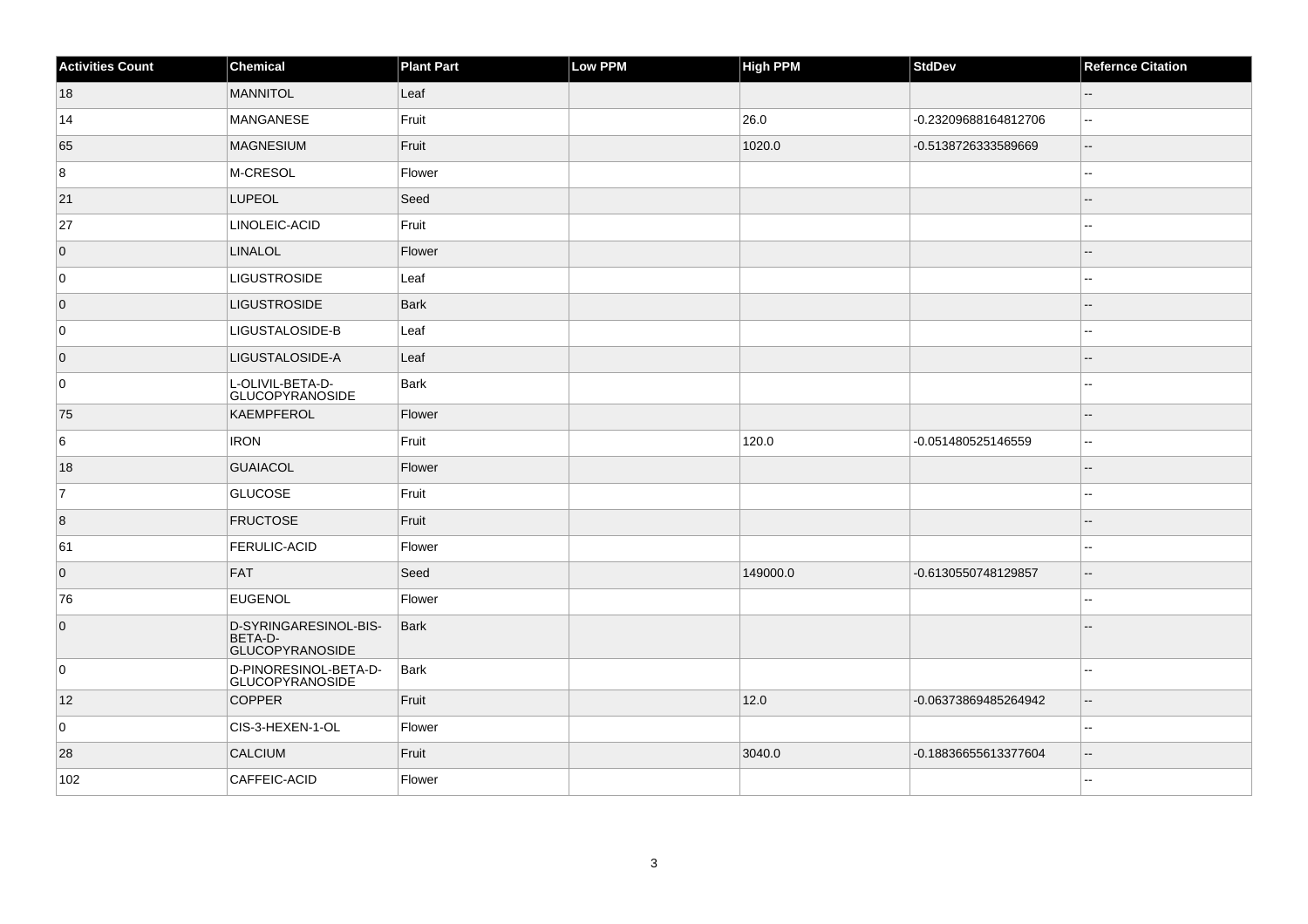| Activities Count | Chemical | Plant Part | Low PPM | High PPM | StdDev | Refernce Citation |
|---|---|---|---|---|---|---|
| 18 | MANNITOL | Leaf | | | | -- |
| 14 | MANGANESE | Fruit | | 26.0 | -0.23209688164812706 | -- |
| 65 | MAGNESIUM | Fruit | | 1020.0 | -0.5138726333589669 | -- |
| 8 | M-CRESOL | Flower | | | | -- |
| 21 | LUPEOL | Seed | | | | -- |
| 27 | LINOLEIC-ACID | Fruit | | | | -- |
| 0 | LINALOL | Flower | | | | -- |
| 0 | LIGUSTROSIDE | Leaf | | | | -- |
| 0 | LIGUSTROSIDE | Bark | | | | -- |
| 0 | LIGUSTALOSIDE-B | Leaf | | | | -- |
| 0 | LIGUSTALOSIDE-A | Leaf | | | | -- |
| 0 | L-OLIVIL-BETA-D-GLUCOPYRANOSIDE | Bark | | | | -- |
| 75 | KAEMPFEROL | Flower | | | | -- |
| 6 | IRON | Fruit | | 120.0 | -0.051480525146559 | -- |
| 18 | GUAIACOL | Flower | | | | -- |
| 7 | GLUCOSE | Fruit | | | | -- |
| 8 | FRUCTOSE | Fruit | | | | -- |
| 61 | FERULIC-ACID | Flower | | | | -- |
| 0 | FAT | Seed | | 149000.0 | -0.6130550748129857 | -- |
| 76 | EUGENOL | Flower | | | | -- |
| 0 | D-SYRINGARESINOL-BIS-BETA-D-GLUCOPYRANOSIDE | Bark | | | | -- |
| 0 | D-PINORESINOL-BETA-D-GLUCOPYRANOSIDE | Bark | | | | -- |
| 12 | COPPER | Fruit | | 12.0 | -0.06373869485264942 | -- |
| 0 | CIS-3-HEXEN-1-OL | Flower | | | | -- |
| 28 | CALCIUM | Fruit | | 3040.0 | -0.18836655613377604 | -- |
| 102 | CAFFEIC-ACID | Flower | | | | -- |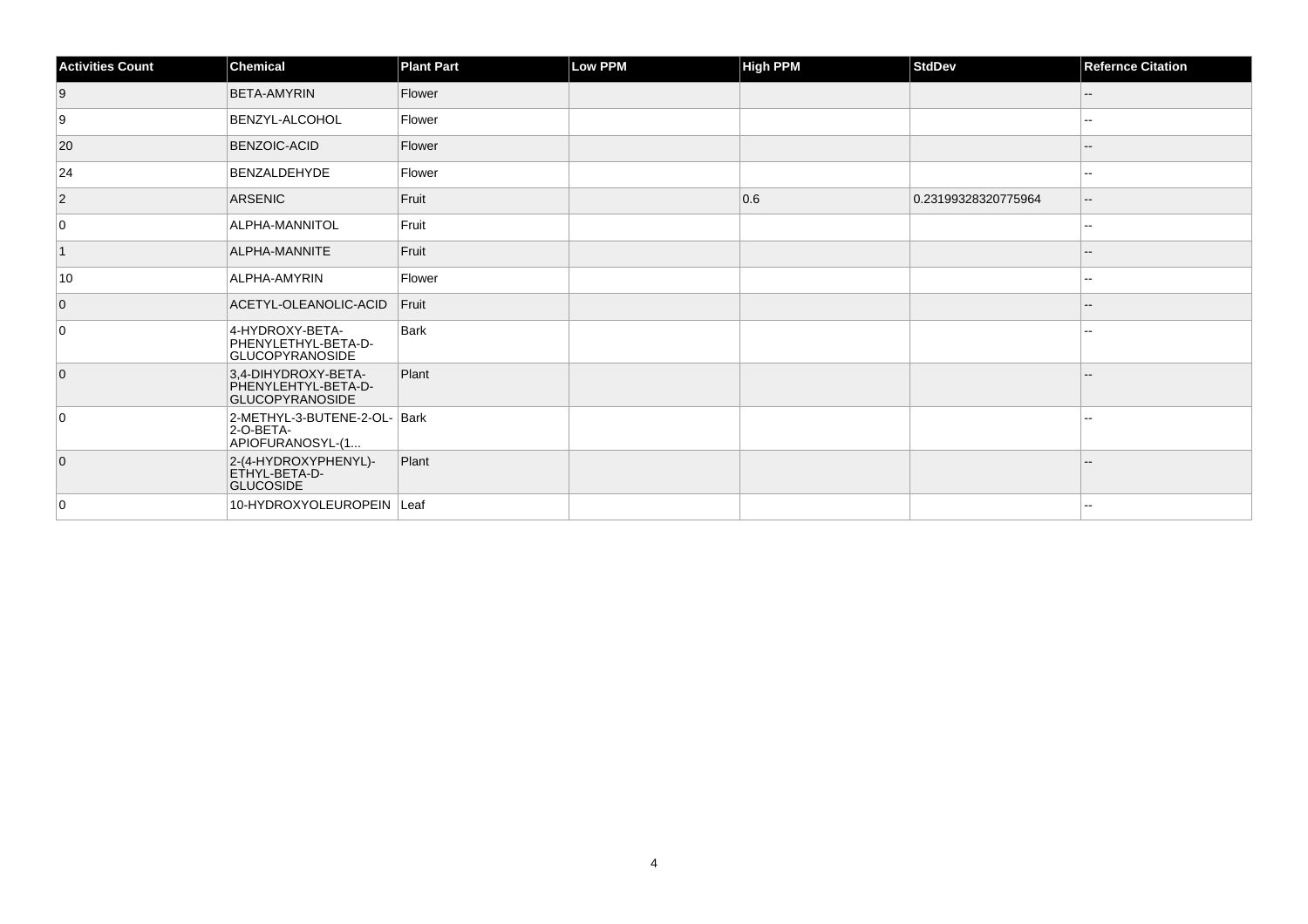| Activities Count | Chemical | Plant Part | Low PPM | High PPM | StdDev | Refernce Citation |
|---|---|---|---|---|---|---|
| 9 | BETA-AMYRIN | Flower | | | | -- |
| 9 | BENZYL-ALCOHOL | Flower | | | | -- |
| 20 | BENZOIC-ACID | Flower | | | | -- |
| 24 | BENZALDEHYDE | Flower | | | | -- |
| 2 | ARSENIC | Fruit | | 0.6 | 0.23199328320775964 | -- |
| 0 | ALPHA-MANNITOL | Fruit | | | | -- |
| 1 | ALPHA-MANNITE | Fruit | | | | -- |
| 10 | ALPHA-AMYRIN | Flower | | | | -- |
| 0 | ACETYL-OLEANOLIC-ACID | Fruit | | | | -- |
| 0 | 4-HYDROXY-BETA-PHENYLETHYL-BETA-D-GLUCOPYRANOSIDE | Bark | | | | -- |
| 0 | 3,4-DIHYDROXY-BETA-PHENYLEHTYL-BETA-D-GLUCOPYRANOSIDE | Plant | | | | -- |
| 0 | 2-METHYL-3-BUTENE-2-OL-2-O-BETA-APIOFURANOSYL-(1... | Bark | | | | -- |
| 0 | 2-(4-HYDROXYPHENYL)-ETHYL-BETA-D-GLUCOSIDE | Plant | | | | -- |
| 0 | 10-HYDROXYOLEUROPEIN | Leaf | | | | -- |